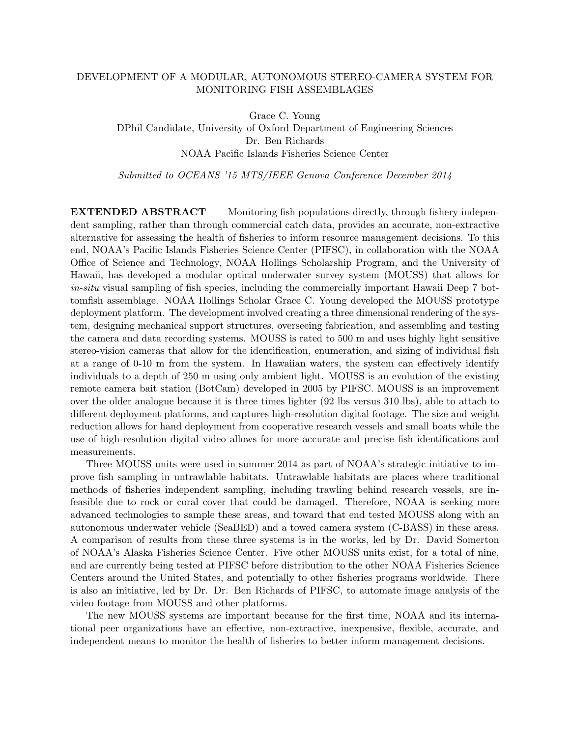# DEVELOPMENT OF A MODULAR, AUTONOMOUS STEREO-CAMERA SYSTEM FOR MONITORING FISH ASSEMBLAGES

Grace C. Young
DPhil Candidate, University of Oxford Department of Engineering Sciences
Dr. Ben Richards
NOAA Pacific Islands Fisheries Science Center

*Submitted to OCEANS '15 MTS/IEEE Genova Conference December 2014*

**EXTENDED ABSTRACT** Monitoring fish populations directly, through fishery independent sampling, rather than through commercial catch data, provides an accurate, non-extractive alternative for assessing the health of fisheries to inform resource management decisions. To this end, NOAA's Pacific Islands Fisheries Science Center (PIFSC), in collaboration with the NOAA Office of Science and Technology, NOAA Hollings Scholarship Program, and the University of Hawaii, has developed a modular optical underwater survey system (MOUSS) that allows for *in-situ* visual sampling of fish species, including the commercially important Hawaii Deep 7 bottomfish assemblage. NOAA Hollings Scholar Grace C. Young developed the MOUSS prototype deployment platform. The development involved creating a three dimensional rendering of the system, designing mechanical support structures, overseeing fabrication, and assembling and testing the camera and data recording systems. MOUSS is rated to 500 m and uses highly light sensitive stereo-vision cameras that allow for the identification, enumeration, and sizing of individual fish at a range of 0-10 m from the system. In Hawaiian waters, the system can effectively identify individuals to a depth of 250 m using only ambient light. MOUSS is an evolution of the existing remote camera bait station (BotCam) developed in 2005 by PIFSC. MOUSS is an improvement over the older analogue because it is three times lighter (92 lbs versus 310 lbs), able to attach to different deployment platforms, and captures high-resolution digital footage. The size and weight reduction allows for hand deployment from cooperative research vessels and small boats while the use of high-resolution digital video allows for more accurate and precise fish identifications and measurements.

Three MOUSS units were used in summer 2014 as part of NOAA's strategic initiative to improve fish sampling in untrawlable habitats. Untrawlable habitats are places where traditional methods of fisheries independent sampling, including trawling behind research vessels, are infeasible due to rock or coral cover that could be damaged. Therefore, NOAA is seeking more advanced technologies to sample these areas, and toward that end tested MOUSS along with an autonomous underwater vehicle (SeaBED) and a towed camera system (C-BASS) in these areas. A comparison of results from these three systems is in the works, led by Dr. David Somerton of NOAA's Alaska Fisheries Science Center. Five other MOUSS units exist, for a total of nine, and are currently being tested at PIFSC before distribution to the other NOAA Fisheries Science Centers around the United States, and potentially to other fisheries programs worldwide. There is also an initiative, led by Dr. Dr. Ben Richards of PIFSC, to automate image analysis of the video footage from MOUSS and other platforms.

The new MOUSS systems are important because for the first time, NOAA and its international peer organizations have an effective, non-extractive, inexpensive, flexible, accurate, and independent means to monitor the health of fisheries to better inform management decisions.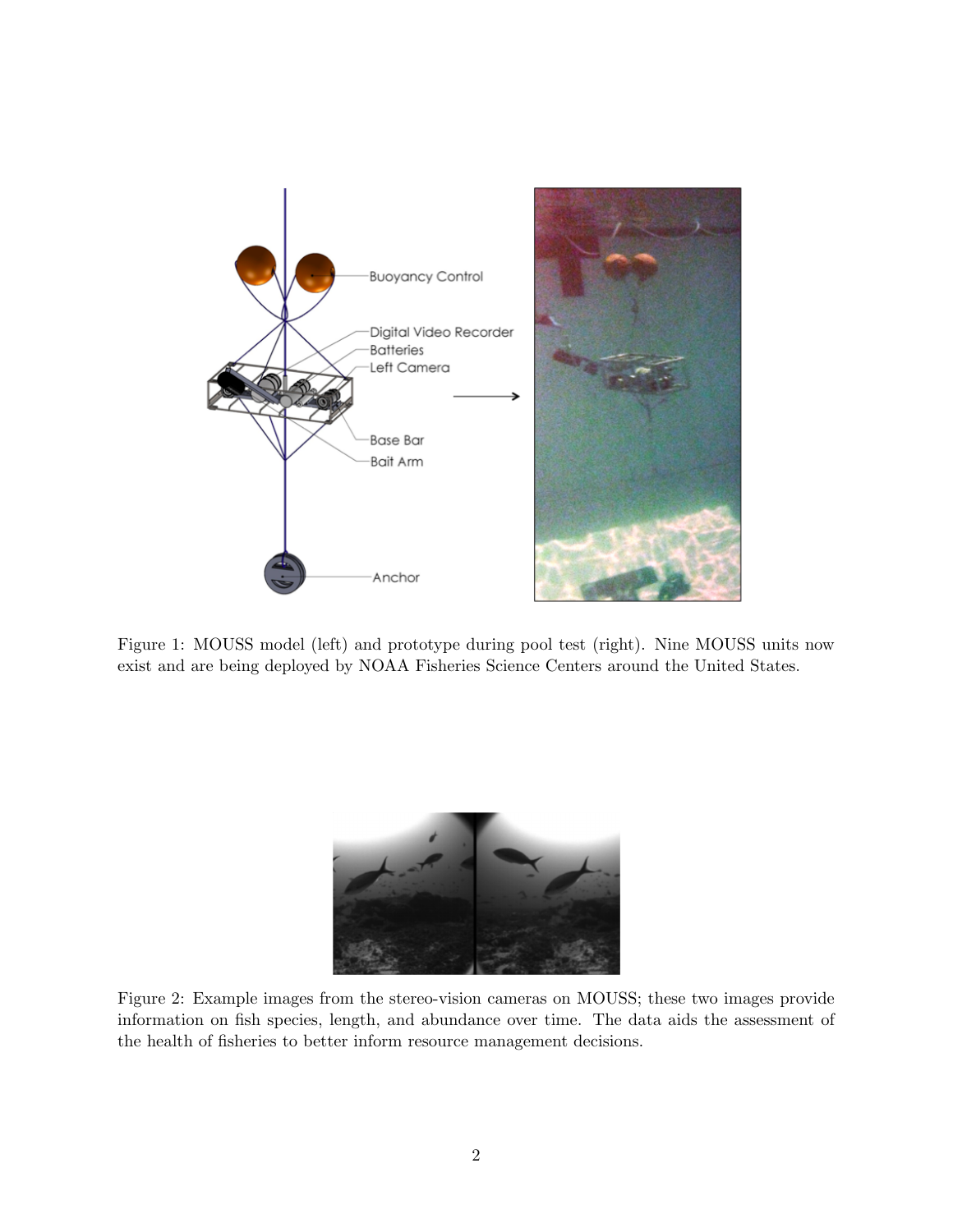Buoyancy Control

Digital Video Recorder

Batteries

Left Camera

Base Bar

Bait Arm

Anchor

Figure 1: MOUSS model (left) and prototype during pool test (right). Nine MOUSS units now exist and are being deployed by NOAA Fisheries Science Centers around the United States.

Figure 2: Example images from the stereo-vision cameras on MOUSS; these two images provide information on fish species, length, and abundance over time. The data aids the assessment of the health of fisheries to better inform resource management decisions.